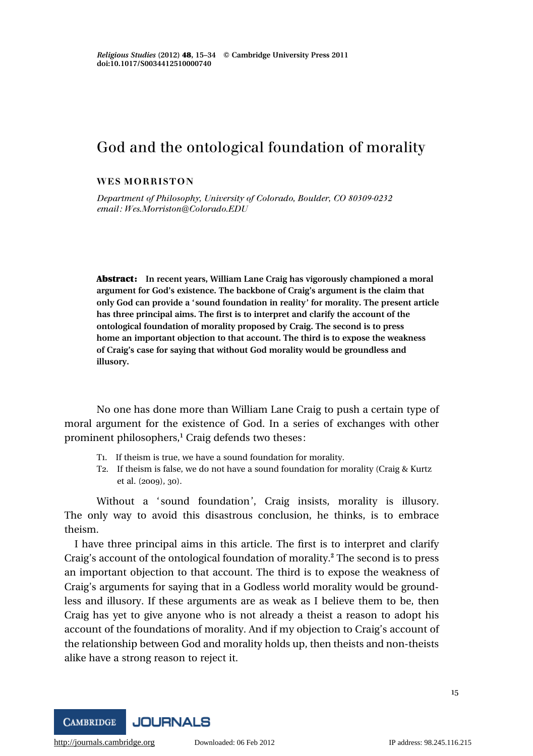# God and the ontological foundation of morality

**WES MORRISTON**

*Department of Philosophy, University of Colorado, Boulder, CO 80309-0232*
*email: Wes.Morriston@Colorado.EDU*

**Abstract: In recent years, William Lane Craig has vigorously championed a moral argument for God's existence. The backbone of Craig's argument is the claim that only God can provide a 'sound foundation in reality' for morality. The present article has three principal aims. The first is to interpret and clarify the account of the ontological foundation of morality proposed by Craig. The second is to press home an important objection to that account. The third is to expose the weakness of Craig's case for saying that without God morality would be groundless and illusory.**

No one has done more than William Lane Craig to push a certain type of moral argument for the existence of God. In a series of exchanges with other prominent philosophers,[1] Craig defends two theses:

- T1. If theism is true, we have a sound foundation for morality.
- T2. If theism is false, we do not have a sound foundation for morality (Craig & Kurtz et al. (2009), 30).

Without a 'sound foundation', Craig insists, morality is illusory. The only way to avoid this disastrous conclusion, he thinks, is to embrace theism.

I have three principal aims in this article. The first is to interpret and clarify Craig's account of the ontological foundation of morality.[2] The second is to press an important objection to that account. The third is to expose the weakness of Craig's arguments for saying that in a Godless world morality would be groundless and illusory. If these arguments are as weak as I believe them to be, then Craig has yet to give anyone who is not already a theist a reason to adopt his account of the foundations of morality. And if my objection to Craig's account of the relationship between God and morality holds up, then theists and non-theists alike have a strong reason to reject it.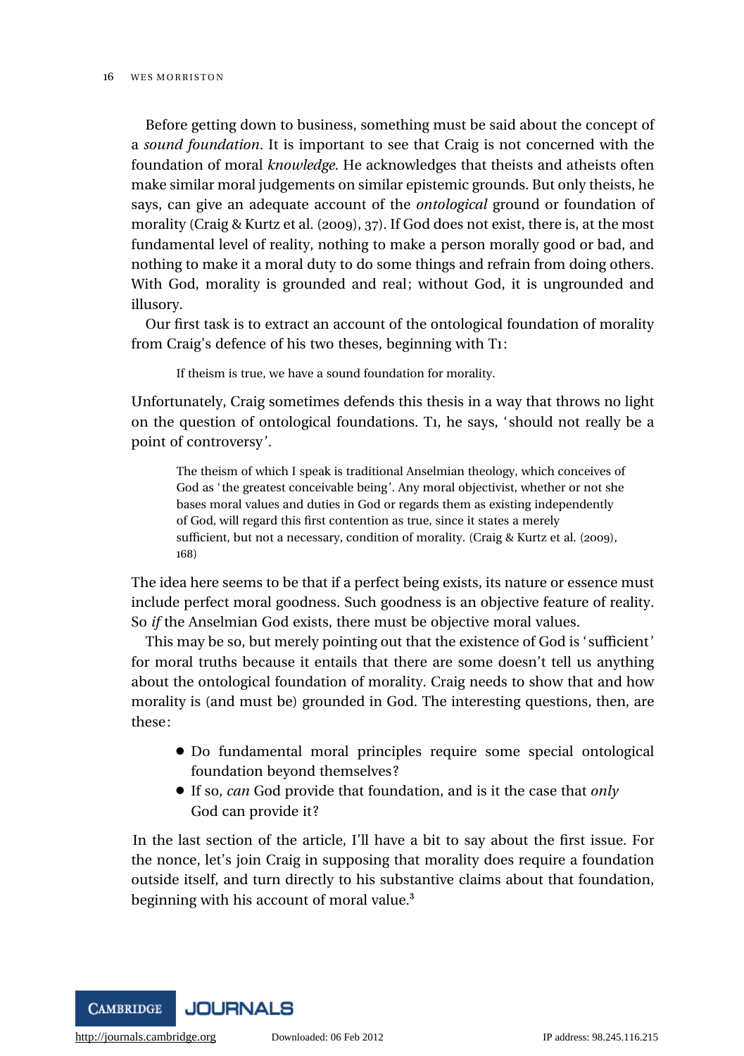Before getting down to business, something must be said about the concept of a *sound foundation*. It is important to see that Craig is not concerned with the foundation of moral *knowledge*. He acknowledges that theists and atheists often make similar moral judgements on similar epistemic grounds. But only theists, he says, can give an adequate account of the *ontological* ground or foundation of morality (Craig & Kurtz et al. (2009), 37). If God does not exist, there is, at the most fundamental level of reality, nothing to make a person morally good or bad, and nothing to make it a moral duty to do some things and refrain from doing others. With God, morality is grounded and real; without God, it is ungrounded and illusory.

Our first task is to extract an account of the ontological foundation of morality from Craig's defence of his two theses, beginning with T1:

> If theism is true, we have a sound foundation for morality.

Unfortunately, Craig sometimes defends this thesis in a way that throws no light on the question of ontological foundations. T1, he says, 'should not really be a point of controversy'.

> The theism of which I speak is traditional Anselmian theology, which conceives of God as 'the greatest conceivable being'. Any moral objectivist, whether or not she bases moral values and duties in God or regards them as existing independently of God, will regard this first contention as true, since it states a merely sufficient, but not a necessary, condition of morality. (Craig & Kurtz et al. (2009), 168)

The idea here seems to be that if a perfect being exists, its nature or essence must include perfect moral goodness. Such goodness is an objective feature of reality. So *if* the Anselmian God exists, there must be objective moral values.

This may be so, but merely pointing out that the existence of God is 'sufficient' for moral truths because it entails that there are some doesn't tell us anything about the ontological foundation of morality. Craig needs to show that and how morality is (and must be) grounded in God. The interesting questions, then, are these:

- Do fundamental moral principles require some special ontological foundation beyond themselves?
- If so, *can* God provide that foundation, and is it the case that *only* God can provide it?

In the last section of the article, I'll have a bit to say about the first issue. For the nonce, let's join Craig in supposing that morality does require a foundation outside itself, and turn directly to his substantive claims about that foundation, beginning with his account of moral value.[3]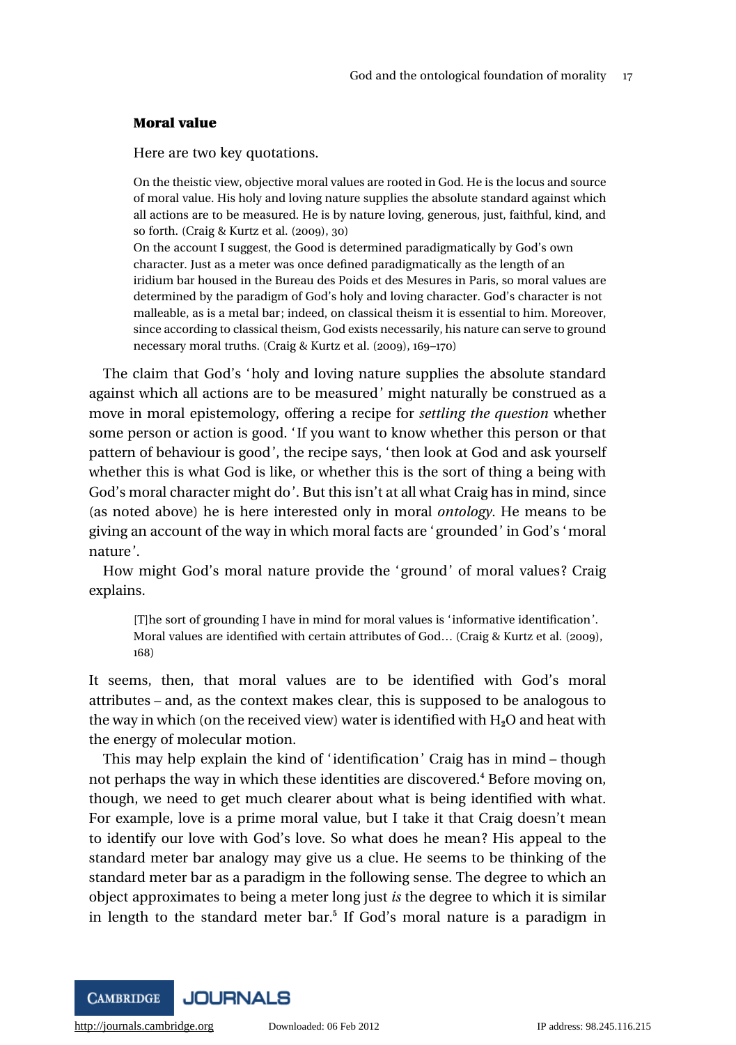### Moral value

Here are two key quotations.

> On the theistic view, objective moral values are rooted in God. He is the locus and source of moral value. His holy and loving nature supplies the absolute standard against which all actions are to be measured. He is by nature loving, generous, just, faithful, kind, and so forth. (Craig & Kurtz et al. (2009), 30)
>
> On the account I suggest, the Good is determined paradigmatically by God's own character. Just as a meter was once defined paradigmatically as the length of an iridium bar housed in the Bureau des Poids et des Mesures in Paris, so moral values are determined by the paradigm of God's holy and loving character. God's character is not malleable, as is a metal bar; indeed, on classical theism it is essential to him. Moreover, since according to classical theism, God exists necessarily, his nature can serve to ground necessary moral truths. (Craig & Kurtz et al. (2009), 169–170)

The claim that God's 'holy and loving nature supplies the absolute standard against which all actions are to be measured' might naturally be construed as a move in moral epistemology, offering a recipe for *settling the question* whether some person or action is good. 'If you want to know whether this person or that pattern of behaviour is good', the recipe says, 'then look at God and ask yourself whether this is what God is like, or whether this is the sort of thing a being with God's moral character might do'. But this isn't at all what Craig has in mind, since (as noted above) he is here interested only in moral *ontology*. He means to be giving an account of the way in which moral facts are 'grounded' in God's 'moral nature'.

How might God's moral nature provide the 'ground' of moral values? Craig explains.

> [T]he sort of grounding I have in mind for moral values is 'informative identification'. Moral values are identified with certain attributes of God… (Craig & Kurtz et al. (2009), 168)

It seems, then, that moral values are to be identified with God's moral attributes – and, as the context makes clear, this is supposed to be analogous to the way in which (on the received view) water is identified with $H_2O$ and heat with the energy of molecular motion.

This may help explain the kind of 'identification' Craig has in mind – though not perhaps the way in which these identities are discovered.[4] Before moving on, though, we need to get much clearer about what is being identified with what. For example, love is a prime moral value, but I take it that Craig doesn't mean to identify our love with God's love. So what does he mean? His appeal to the standard meter bar analogy may give us a clue. He seems to be thinking of the standard meter bar as a paradigm in the following sense. The degree to which an object approximates to being a meter long just *is* the degree to which it is similar in length to the standard meter bar.[5] If God's moral nature is a paradigm in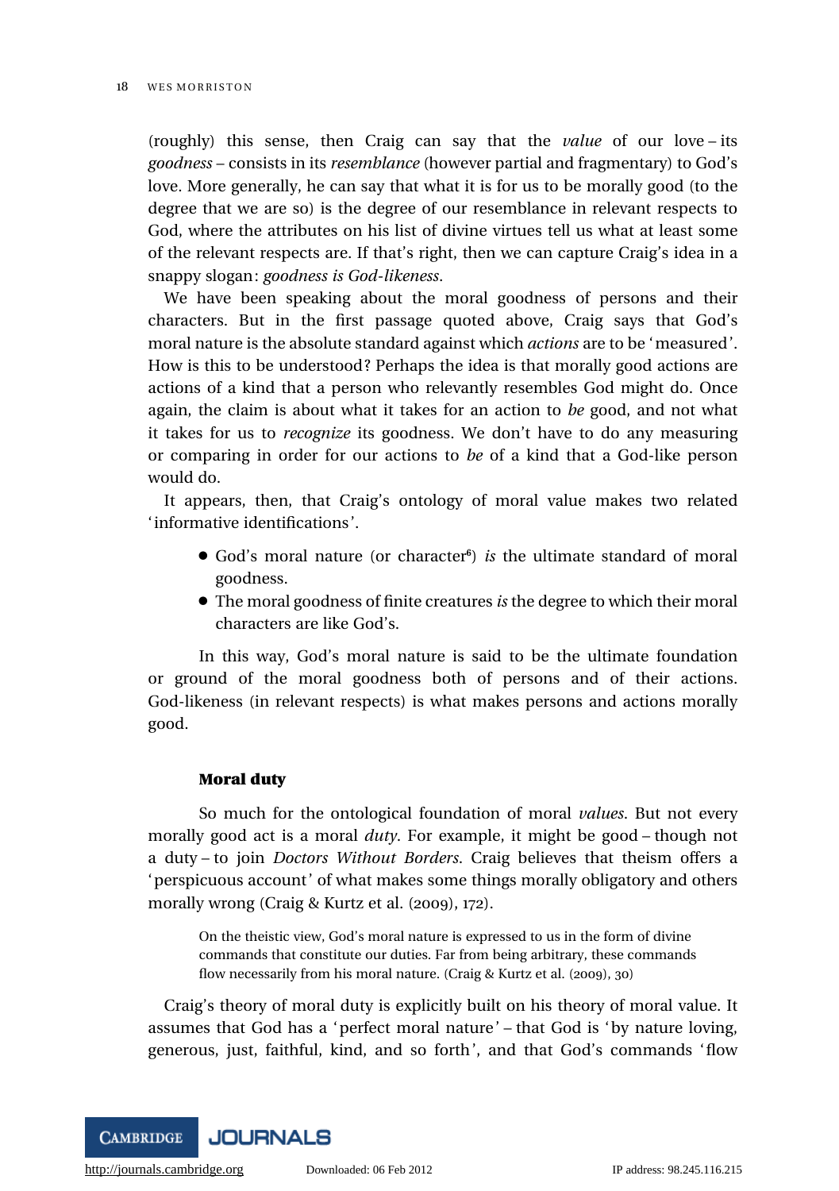(roughly) this sense, then Craig can say that the *value* of our love – its *goodness* – consists in its *resemblance* (however partial and fragmentary) to God's love. More generally, he can say that what it is for us to be morally good (to the degree that we are so) is the degree of our resemblance in relevant respects to God, where the attributes on his list of divine virtues tell us what at least some of the relevant respects are. If that's right, then we can capture Craig's idea in a snappy slogan: *goodness is God-likeness*.

We have been speaking about the moral goodness of persons and their characters. But in the first passage quoted above, Craig says that God's moral nature is the absolute standard against which *actions* are to be 'measured'. How is this to be understood? Perhaps the idea is that morally good actions are actions of a kind that a person who relevantly resembles God might do. Once again, the claim is about what it takes for an action to *be* good, and not what it takes for us to *recognize* its goodness. We don't have to do any measuring or comparing in order for our actions to *be* of a kind that a God-like person would do.

It appears, then, that Craig's ontology of moral value makes two related 'informative identifications'.

- God's moral nature (or character[6]) *is* the ultimate standard of moral goodness.
- The moral goodness of finite creatures *is* the degree to which their moral characters are like God's.

In this way, God's moral nature is said to be the ultimate foundation or ground of the moral goodness both of persons and of their actions. God-likeness (in relevant respects) is what makes persons and actions morally good.

### Moral duty

So much for the ontological foundation of moral *values*. But not every morally good act is a moral *duty*. For example, it might be good – though not a duty – to join *Doctors Without Borders*. Craig believes that theism offers a 'perspicuous account' of what makes some things morally obligatory and others morally wrong (Craig & Kurtz et al. (2009), 172).

> On the theistic view, God's moral nature is expressed to us in the form of divine commands that constitute our duties. Far from being arbitrary, these commands flow necessarily from his moral nature. (Craig & Kurtz et al. (2009), 30)

Craig's theory of moral duty is explicitly built on his theory of moral value. It assumes that God has a 'perfect moral nature' – that God is 'by nature loving, generous, just, faithful, kind, and so forth', and that God's commands 'flow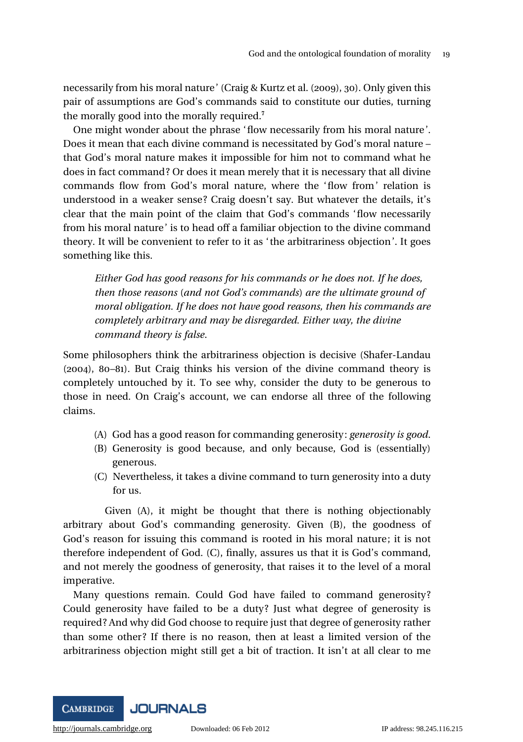necessarily from his moral nature' (Craig & Kurtz et al. (2009), 30). Only given this pair of assumptions are God's commands said to constitute our duties, turning the morally good into the morally required.[7]

One might wonder about the phrase 'flow necessarily from his moral nature'. Does it mean that each divine command is necessitated by God's moral nature – that God's moral nature makes it impossible for him not to command what he does in fact command? Or does it mean merely that it is necessary that all divine commands flow from God's moral nature, where the 'flow from' relation is understood in a weaker sense? Craig doesn't say. But whatever the details, it's clear that the main point of the claim that God's commands 'flow necessarily from his moral nature' is to head off a familiar objection to the divine command theory. It will be convenient to refer to it as 'the arbitrariness objection'. It goes something like this.

> *Either God has good reasons for his commands or he does not. If he does, then those reasons (and not God's commands) are the ultimate ground of moral obligation. If he does not have good reasons, then his commands are completely arbitrary and may be disregarded. Either way, the divine command theory is false.*

Some philosophers think the arbitrariness objection is decisive (Shafer-Landau (2004), 80–81). But Craig thinks his version of the divine command theory is completely untouched by it. To see why, consider the duty to be generous to those in need. On Craig's account, we can endorse all three of the following claims.

- (A) God has a good reason for commanding generosity: *generosity is good.*
- (B) Generosity is good because, and only because, God is (essentially) generous.
- (C) Nevertheless, it takes a divine command to turn generosity into a duty for us.

Given (A), it might be thought that there is nothing objectionably arbitrary about God's commanding generosity. Given (B), the goodness of God's reason for issuing this command is rooted in his moral nature; it is not therefore independent of God. (C), finally, assures us that it is God's command, and not merely the goodness of generosity, that raises it to the level of a moral imperative.

Many questions remain. Could God have failed to command generosity? Could generosity have failed to be a duty? Just what degree of generosity is required? And why did God choose to require just that degree of generosity rather than some other? If there is no reason, then at least a limited version of the arbitrariness objection might still get a bit of traction. It isn't at all clear to me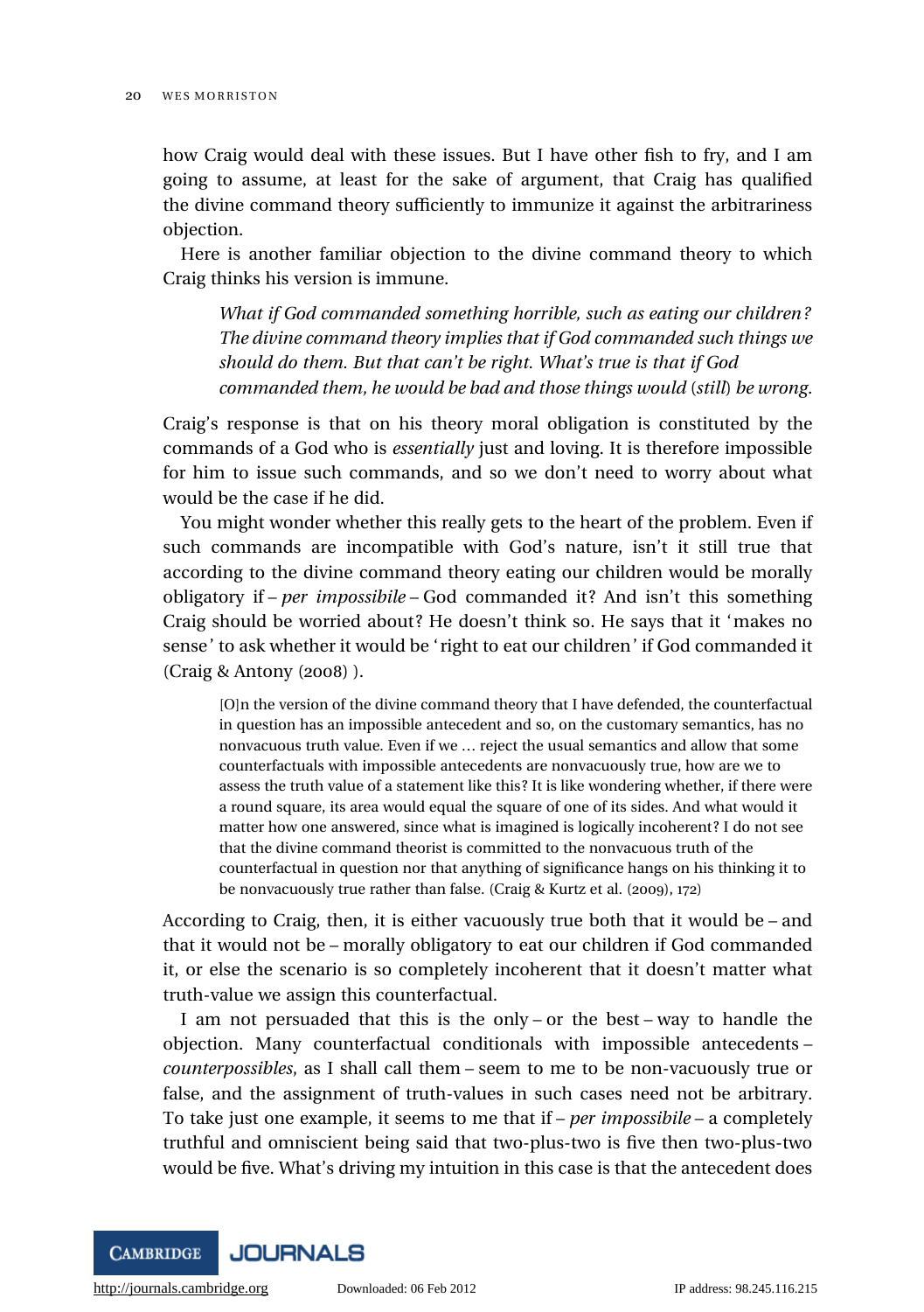how Craig would deal with these issues. But I have other fish to fry, and I am going to assume, at least for the sake of argument, that Craig has qualified the divine command theory sufficiently to immunize it against the arbitrariness objection.

Here is another familiar objection to the divine command theory to which Craig thinks his version is immune.

> *What if God commanded something horrible, such as eating our children? The divine command theory implies that if God commanded such things we should do them. But that can't be right. What's true is that if God commanded them, he would be bad and those things would* (*still*) *be wrong.*

Craig's response is that on his theory moral obligation is constituted by the commands of a God who is *essentially* just and loving. It is therefore impossible for him to issue such commands, and so we don't need to worry about what would be the case if he did.

You might wonder whether this really gets to the heart of the problem. Even if such commands are incompatible with God's nature, isn't it still true that according to the divine command theory eating our children would be morally obligatory if – *per impossibile* – God commanded it? And isn't this something Craig should be worried about? He doesn't think so. He says that it 'makes no sense' to ask whether it would be 'right to eat our children' if God commanded it (Craig & Antony (2008) ).

> [O]n the version of the divine command theory that I have defended, the counterfactual in question has an impossible antecedent and so, on the customary semantics, has no nonvacuous truth value. Even if we … reject the usual semantics and allow that some counterfactuals with impossible antecedents are nonvacuously true, how are we to assess the truth value of a statement like this? It is like wondering whether, if there were a round square, its area would equal the square of one of its sides. And what would it matter how one answered, since what is imagined is logically incoherent? I do not see that the divine command theorist is committed to the nonvacuous truth of the counterfactual in question nor that anything of significance hangs on his thinking it to be nonvacuously true rather than false. (Craig & Kurtz et al. (2009), 172)

According to Craig, then, it is either vacuously true both that it would be – and that it would not be – morally obligatory to eat our children if God commanded it, or else the scenario is so completely incoherent that it doesn't matter what truth-value we assign this counterfactual.

I am not persuaded that this is the only – or the best – way to handle the objection. Many counterfactual conditionals with impossible antecedents – *counterpossibles*, as I shall call them – seem to me to be non-vacuously true or false, and the assignment of truth-values in such cases need not be arbitrary. To take just one example, it seems to me that if – *per impossibile* – a completely truthful and omniscient being said that two-plus-two is five then two-plus-two would be five. What's driving my intuition in this case is that the antecedent does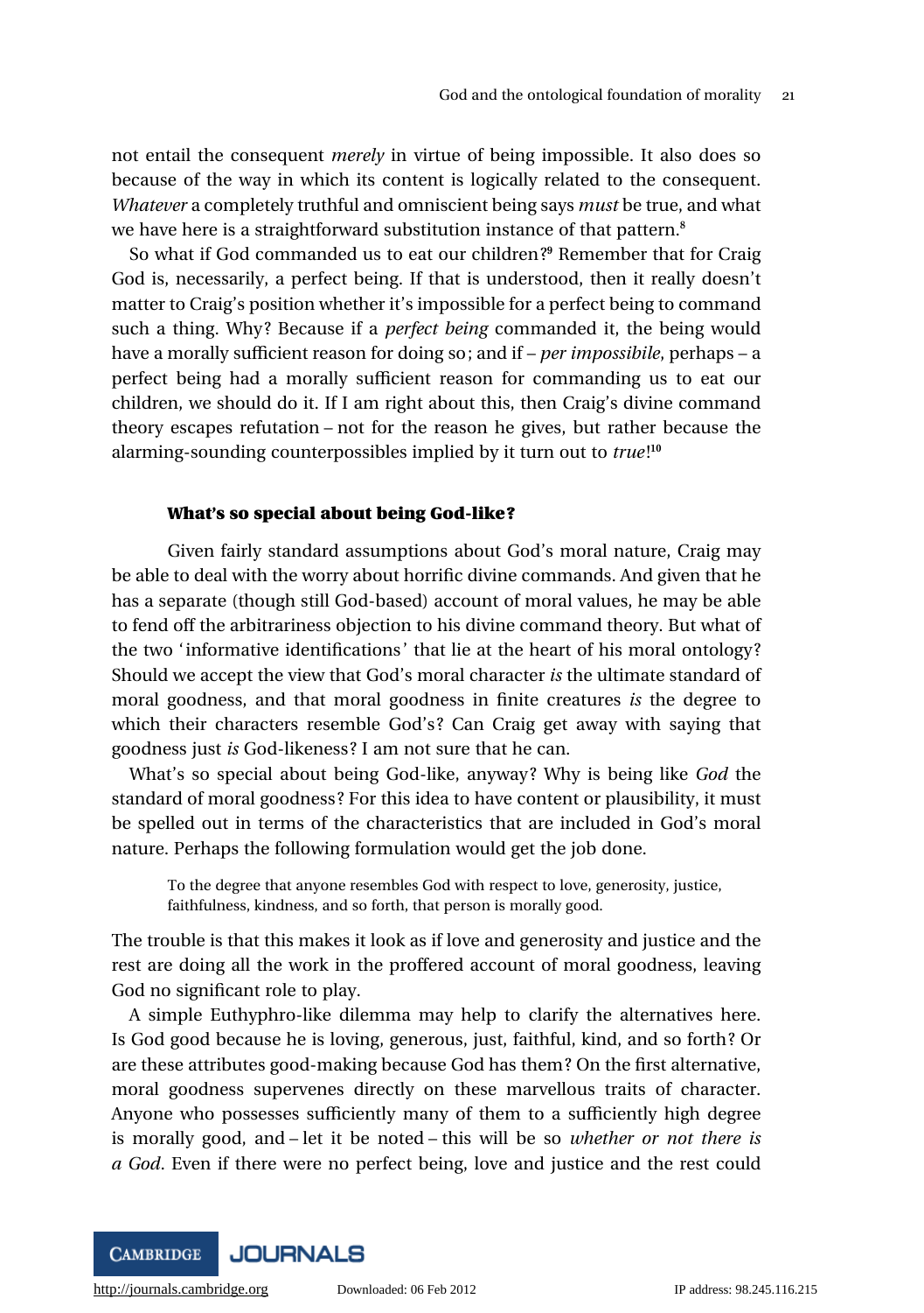not entail the consequent *merely* in virtue of being impossible. It also does so because of the way in which its content is logically related to the consequent. *Whatever* a completely truthful and omniscient being says *must* be true, and what we have here is a straightforward substitution instance of that pattern.[8]

So what if God commanded us to eat our children?[9] Remember that for Craig God is, necessarily, a perfect being. If that is understood, then it really doesn't matter to Craig's position whether it's impossible for a perfect being to command such a thing. Why? Because if a *perfect being* commanded it, the being would have a morally sufficient reason for doing so; and if – *per impossibile*, perhaps – a perfect being had a morally sufficient reason for commanding us to eat our children, we should do it. If I am right about this, then Craig's divine command theory escapes refutation – not for the reason he gives, but rather because the alarming-sounding counterpossibles implied by it turn out to *true*![10]

## What's so special about being God-like?

Given fairly standard assumptions about God's moral nature, Craig may be able to deal with the worry about horrific divine commands. And given that he has a separate (though still God-based) account of moral values, he may be able to fend off the arbitrariness objection to his divine command theory. But what of the two 'informative identifications' that lie at the heart of his moral ontology? Should we accept the view that God's moral character *is* the ultimate standard of moral goodness, and that moral goodness in finite creatures *is* the degree to which their characters resemble God's? Can Craig get away with saying that goodness just *is* God-likeness? I am not sure that he can.

What's so special about being God-like, anyway? Why is being like *God* the standard of moral goodness? For this idea to have content or plausibility, it must be spelled out in terms of the characteristics that are included in God's moral nature. Perhaps the following formulation would get the job done.

> To the degree that anyone resembles God with respect to love, generosity, justice, faithfulness, kindness, and so forth, that person is morally good.

The trouble is that this makes it look as if love and generosity and justice and the rest are doing all the work in the proffered account of moral goodness, leaving God no significant role to play.

A simple Euthyphro-like dilemma may help to clarify the alternatives here. Is God good because he is loving, generous, just, faithful, kind, and so forth? Or are these attributes good-making because God has them? On the first alternative, moral goodness supervenes directly on these marvellous traits of character. Anyone who possesses sufficiently many of them to a sufficiently high degree is morally good, and – let it be noted – this will be so *whether or not there is a God*. Even if there were no perfect being, love and justice and the rest could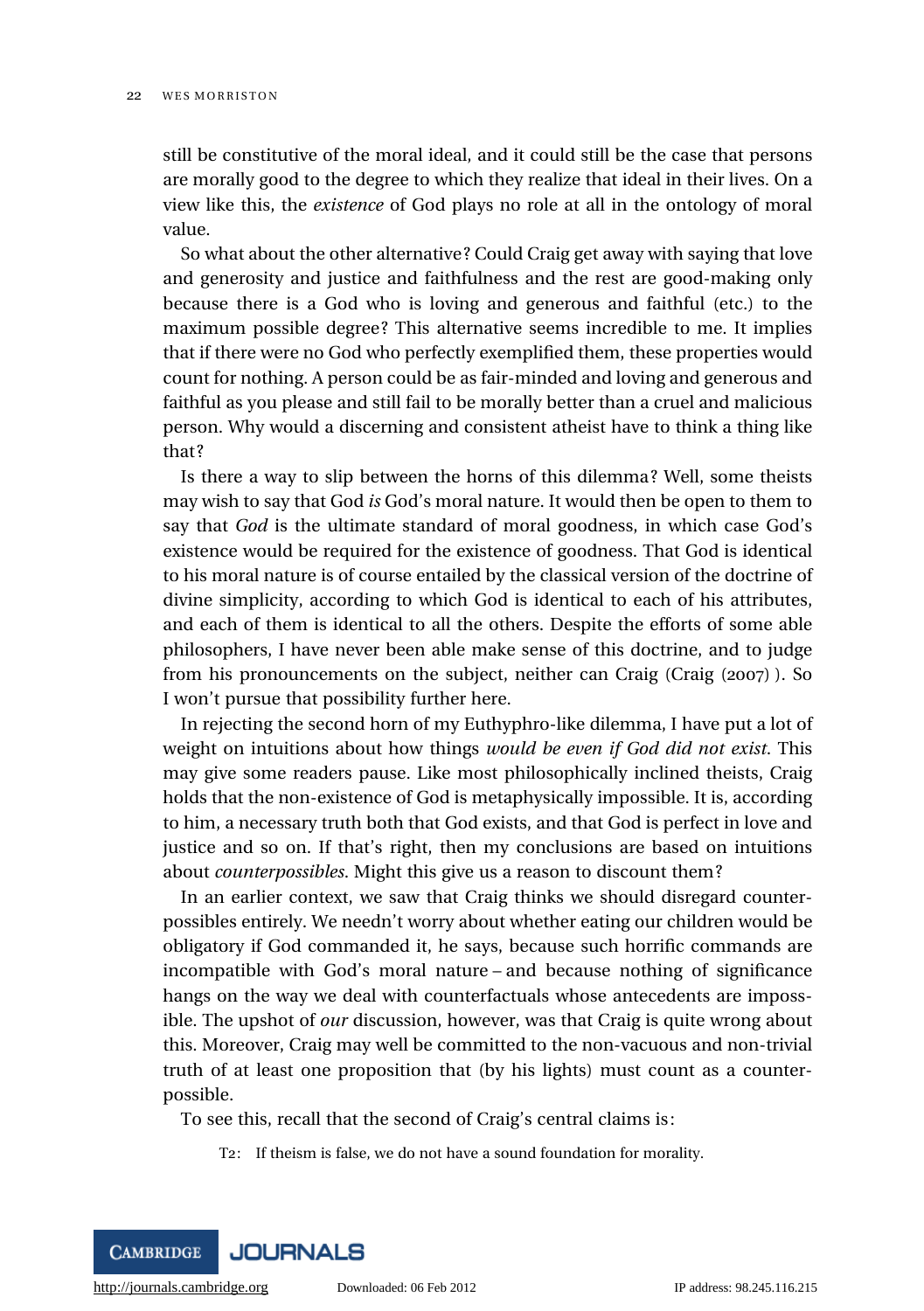still be constitutive of the moral ideal, and it could still be the case that persons are morally good to the degree to which they realize that ideal in their lives. On a view like this, the *existence* of God plays no role at all in the ontology of moral value.

So what about the other alternative? Could Craig get away with saying that love and generosity and justice and faithfulness and the rest are good-making only because there is a God who is loving and generous and faithful (etc.) to the maximum possible degree? This alternative seems incredible to me. It implies that if there were no God who perfectly exemplified them, these properties would count for nothing. A person could be as fair-minded and loving and generous and faithful as you please and still fail to be morally better than a cruel and malicious person. Why would a discerning and consistent atheist have to think a thing like that?

Is there a way to slip between the horns of this dilemma? Well, some theists may wish to say that God *is* God's moral nature. It would then be open to them to say that *God* is the ultimate standard of moral goodness, in which case God's existence would be required for the existence of goodness. That God is identical to his moral nature is of course entailed by the classical version of the doctrine of divine simplicity, according to which God is identical to each of his attributes, and each of them is identical to all the others. Despite the efforts of some able philosophers, I have never been able make sense of this doctrine, and to judge from his pronouncements on the subject, neither can Craig (Craig (2007) ). So I won't pursue that possibility further here.

In rejecting the second horn of my Euthyphro-like dilemma, I have put a lot of weight on intuitions about how things *would be even if God did not exist*. This may give some readers pause. Like most philosophically inclined theists, Craig holds that the non-existence of God is metaphysically impossible. It is, according to him, a necessary truth both that God exists, and that God is perfect in love and justice and so on. If that's right, then my conclusions are based on intuitions about *counterpossibles*. Might this give us a reason to discount them?

In an earlier context, we saw that Craig thinks we should disregard counterpossibles entirely. We needn't worry about whether eating our children would be obligatory if God commanded it, he says, because such horrific commands are incompatible with God's moral nature – and because nothing of significance hangs on the way we deal with counterfactuals whose antecedents are impossible. The upshot of *our* discussion, however, was that Craig is quite wrong about this. Moreover, Craig may well be committed to the non-vacuous and non-trivial truth of at least one proposition that (by his lights) must count as a counterpossible.

To see this, recall that the second of Craig's central claims is:

> T2: If theism is false, we do not have a sound foundation for morality.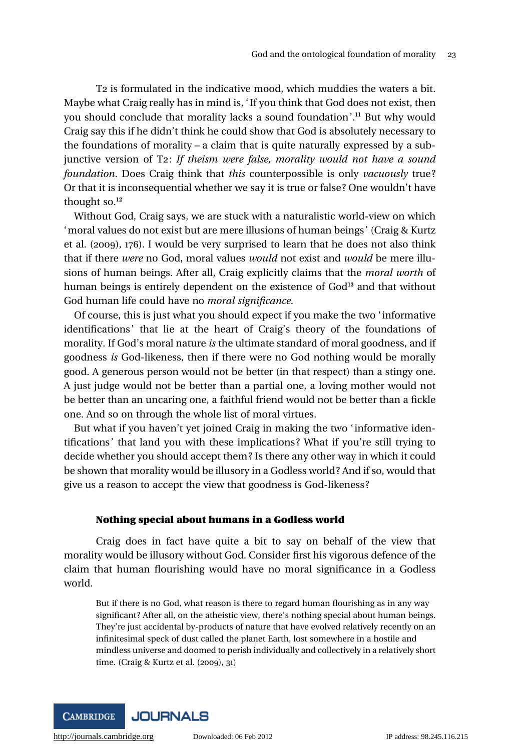T2 is formulated in the indicative mood, which muddies the waters a bit. Maybe what Craig really has in mind is, 'If you think that God does not exist, then you should conclude that morality lacks a sound foundation'.[11] But why would Craig say this if he didn't think he could show that God is absolutely necessary to the foundations of morality – a claim that is quite naturally expressed by a subjunctive version of T2: *If theism were false, morality would not have a sound foundation*. Does Craig think that *this* counterpossible is only *vacuously* true? Or that it is inconsequential whether we say it is true or false? One wouldn't have thought so.[12]

Without God, Craig says, we are stuck with a naturalistic world-view on which 'moral values do not exist but are mere illusions of human beings' (Craig & Kurtz et al. (2009), 176). I would be very surprised to learn that he does not also think that if there *were* no God, moral values *would* not exist and *would* be mere illusions of human beings. After all, Craig explicitly claims that the *moral worth* of human beings is entirely dependent on the existence of God[13] and that without God human life could have no *moral significance*.

Of course, this is just what you should expect if you make the two 'informative identifications' that lie at the heart of Craig's theory of the foundations of morality. If God's moral nature *is* the ultimate standard of moral goodness, and if goodness *is* God-likeness, then if there were no God nothing would be morally good. A generous person would not be better (in that respect) than a stingy one. A just judge would not be better than a partial one, a loving mother would not be better than an uncaring one, a faithful friend would not be better than a fickle one. And so on through the whole list of moral virtues.

But what if you haven't yet joined Craig in making the two 'informative identifications' that land you with these implications? What if you're still trying to decide whether you should accept them? Is there any other way in which it could be shown that morality would be illusory in a Godless world? And if so, would that give us a reason to accept the view that goodness is God-likeness?

### Nothing special about humans in a Godless world

Craig does in fact have quite a bit to say on behalf of the view that morality would be illusory without God. Consider first his vigorous defence of the claim that human flourishing would have no moral significance in a Godless world.

> But if there is no God, what reason is there to regard human flourishing as in any way significant? After all, on the atheistic view, there's nothing special about human beings. They're just accidental by-products of nature that have evolved relatively recently on an infinitesimal speck of dust called the planet Earth, lost somewhere in a hostile and mindless universe and doomed to perish individually and collectively in a relatively short time. (Craig & Kurtz et al. (2009), 31)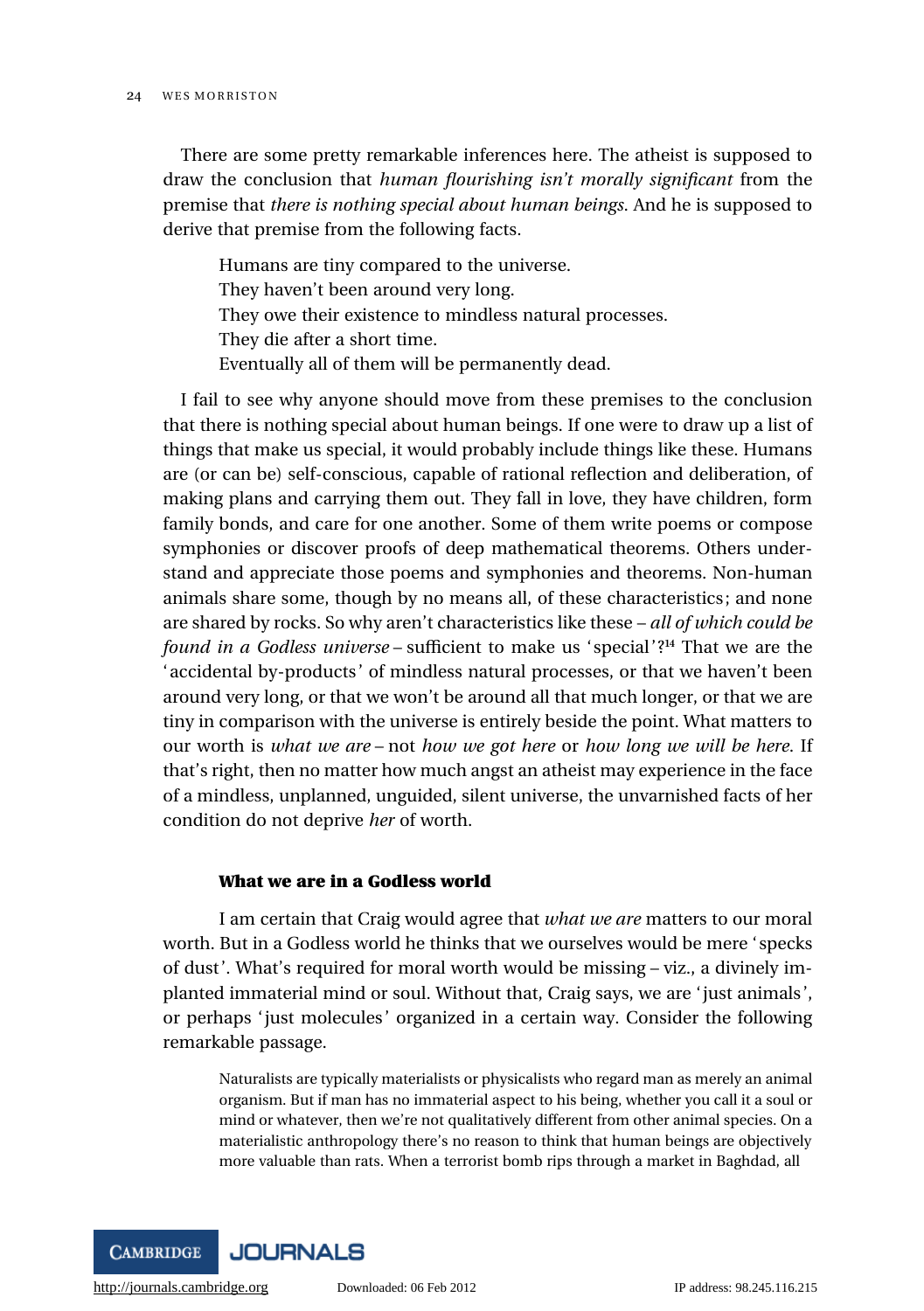There are some pretty remarkable inferences here. The atheist is supposed to draw the conclusion that *human flourishing isn't morally significant* from the premise that *there is nothing special about human beings*. And he is supposed to derive that premise from the following facts.

> Humans are tiny compared to the universe.
> They haven't been around very long.
> They owe their existence to mindless natural processes.
> They die after a short time.
> Eventually all of them will be permanently dead.

I fail to see why anyone should move from these premises to the conclusion that there is nothing special about human beings. If one were to draw up a list of things that make us special, it would probably include things like these. Humans are (or can be) self-conscious, capable of rational reflection and deliberation, of making plans and carrying them out. They fall in love, they have children, form family bonds, and care for one another. Some of them write poems or compose symphonies or discover proofs of deep mathematical theorems. Others understand and appreciate those poems and symphonies and theorems. Non-human animals share some, though by no means all, of these characteristics; and none are shared by rocks. So why aren't characteristics like these – *all of which could be found in a Godless universe* – sufficient to make us 'special'?[14] That we are the 'accidental by-products' of mindless natural processes, or that we haven't been around very long, or that we won't be around all that much longer, or that we are tiny in comparison with the universe is entirely beside the point. What matters to our worth is *what we are* – not *how we got here* or *how long we will be here*. If that's right, then no matter how much angst an atheist may experience in the face of a mindless, unplanned, unguided, silent universe, the unvarnished facts of her condition do not deprive *her* of worth.

### What we are in a Godless world

I am certain that Craig would agree that *what we are* matters to our moral worth. But in a Godless world he thinks that we ourselves would be mere 'specks of dust'. What's required for moral worth would be missing – viz., a divinely implanted immaterial mind or soul. Without that, Craig says, we are 'just animals', or perhaps 'just molecules' organized in a certain way. Consider the following remarkable passage.

> Naturalists are typically materialists or physicalists who regard man as merely an animal organism. But if man has no immaterial aspect to his being, whether you call it a soul or mind or whatever, then we're not qualitatively different from other animal species. On a materialistic anthropology there's no reason to think that human beings are objectively more valuable than rats. When a terrorist bomb rips through a market in Baghdad, all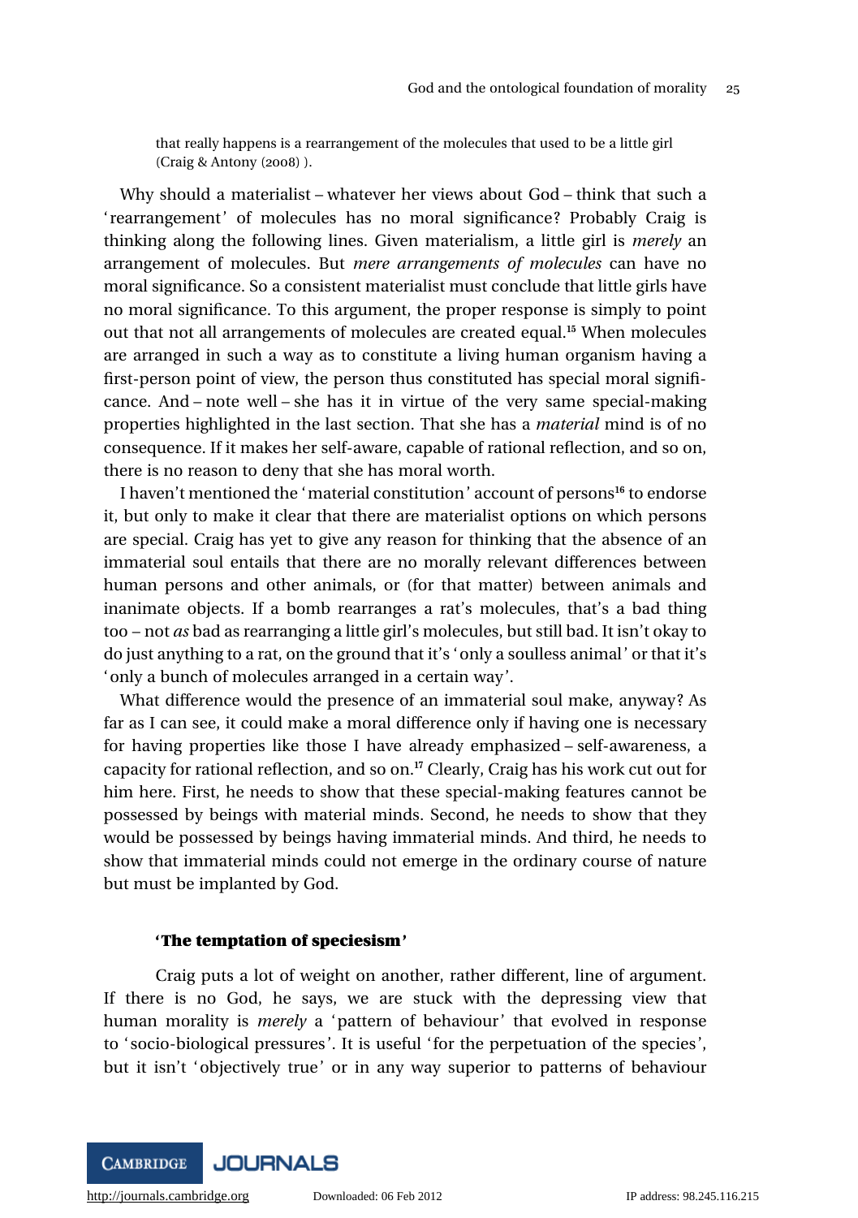that really happens is a rearrangement of the molecules that used to be a little girl (Craig & Antony (2008) ).

Why should a materialist – whatever her views about God – think that such a 'rearrangement' of molecules has no moral significance? Probably Craig is thinking along the following lines. Given materialism, a little girl is *merely* an arrangement of molecules. But *mere arrangements of molecules* can have no moral significance. So a consistent materialist must conclude that little girls have no moral significance. To this argument, the proper response is simply to point out that not all arrangements of molecules are created equal.[15] When molecules are arranged in such a way as to constitute a living human organism having a first-person point of view, the person thus constituted has special moral significance. And – note well – she has it in virtue of the very same special-making properties highlighted in the last section. That she has a *material* mind is of no consequence. If it makes her self-aware, capable of rational reflection, and so on, there is no reason to deny that she has moral worth.

I haven't mentioned the 'material constitution' account of persons[16] to endorse it, but only to make it clear that there are materialist options on which persons are special. Craig has yet to give any reason for thinking that the absence of an immaterial soul entails that there are no morally relevant differences between human persons and other animals, or (for that matter) between animals and inanimate objects. If a bomb rearranges a rat's molecules, that's a bad thing too – not *as* bad as rearranging a little girl's molecules, but still bad. It isn't okay to do just anything to a rat, on the ground that it's 'only a soulless animal' or that it's 'only a bunch of molecules arranged in a certain way'.

What difference would the presence of an immaterial soul make, anyway? As far as I can see, it could make a moral difference only if having one is necessary for having properties like those I have already emphasized – self-awareness, a capacity for rational reflection, and so on.[17] Clearly, Craig has his work cut out for him here. First, he needs to show that these special-making features cannot be possessed by beings with material minds. Second, he needs to show that they would be possessed by beings having immaterial minds. And third, he needs to show that immaterial minds could not emerge in the ordinary course of nature but must be implanted by God.

## 'The temptation of speciesism'

Craig puts a lot of weight on another, rather different, line of argument. If there is no God, he says, we are stuck with the depressing view that human morality is *merely* a 'pattern of behaviour' that evolved in response to 'socio-biological pressures'. It is useful 'for the perpetuation of the species', but it isn't 'objectively true' or in any way superior to patterns of behaviour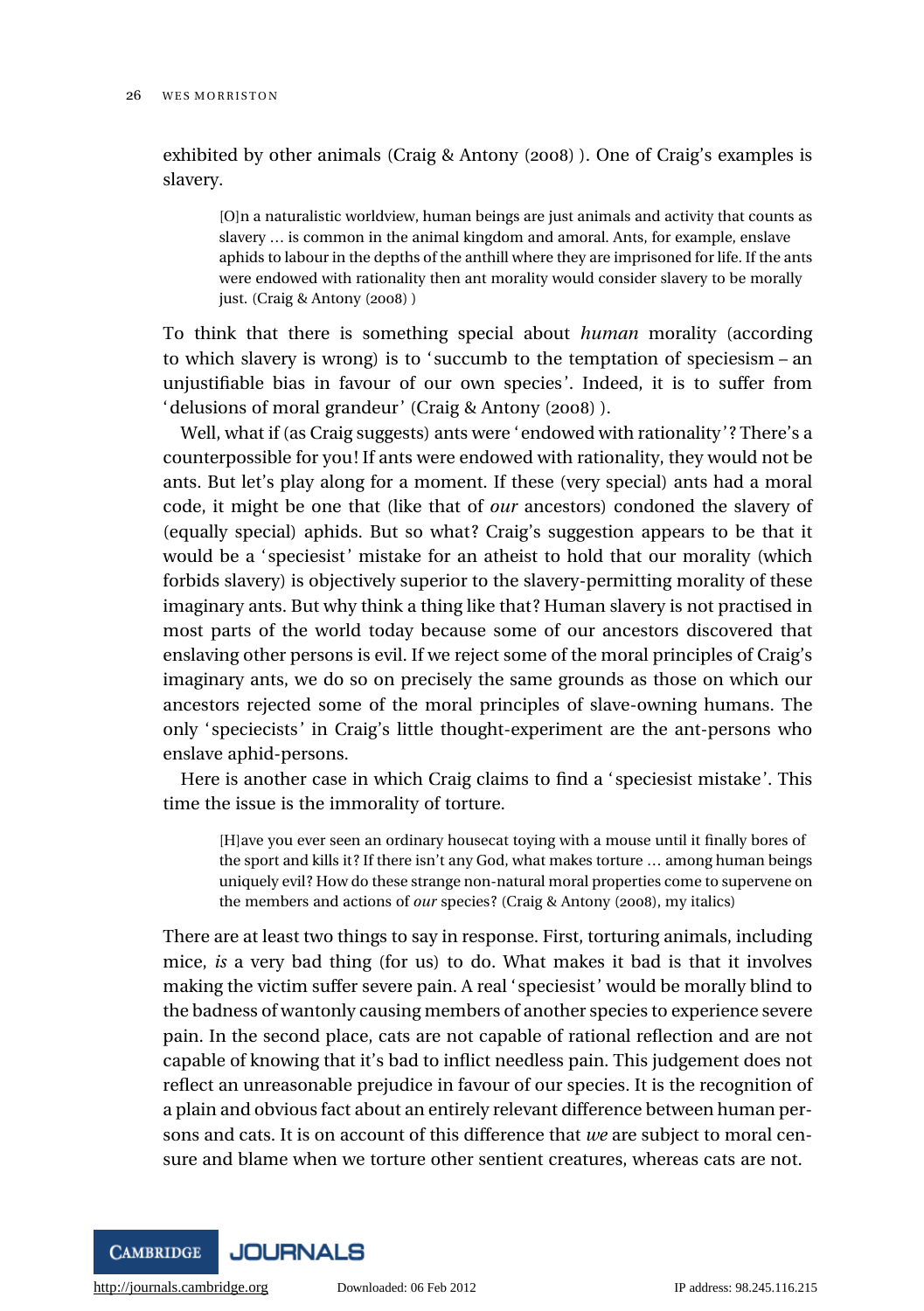exhibited by other animals (Craig & Antony (2008) ). One of Craig's examples is slavery.

> [O]n a naturalistic worldview, human beings are just animals and activity that counts as slavery … is common in the animal kingdom and amoral. Ants, for example, enslave aphids to labour in the depths of the anthill where they are imprisoned for life. If the ants were endowed with rationality then ant morality would consider slavery to be morally just. (Craig & Antony (2008) )

To think that there is something special about *human* morality (according to which slavery is wrong) is to 'succumb to the temptation of speciesism – an unjustifiable bias in favour of our own species'. Indeed, it is to suffer from 'delusions of moral grandeur' (Craig & Antony (2008) ).

Well, what if (as Craig suggests) ants were 'endowed with rationality'? There's a counterpossible for you! If ants were endowed with rationality, they would not be ants. But let's play along for a moment. If these (very special) ants had a moral code, it might be one that (like that of *our* ancestors) condoned the slavery of (equally special) aphids. But so what? Craig's suggestion appears to be that it would be a 'speciesist' mistake for an atheist to hold that our morality (which forbids slavery) is objectively superior to the slavery-permitting morality of these imaginary ants. But why think a thing like that? Human slavery is not practised in most parts of the world today because some of our ancestors discovered that enslaving other persons is evil. If we reject some of the moral principles of Craig's imaginary ants, we do so on precisely the same grounds as those on which our ancestors rejected some of the moral principles of slave-owning humans. The only 'speciecists' in Craig's little thought-experiment are the ant-persons who enslave aphid-persons.

Here is another case in which Craig claims to find a 'speciesist mistake'. This time the issue is the immorality of torture.

> [H]ave you ever seen an ordinary housecat toying with a mouse until it finally bores of the sport and kills it? If there isn't any God, what makes torture … among human beings uniquely evil? How do these strange non-natural moral properties come to supervene on the members and actions of *our* species? (Craig & Antony (2008), my italics)

There are at least two things to say in response. First, torturing animals, including mice, *is* a very bad thing (for us) to do. What makes it bad is that it involves making the victim suffer severe pain. A real 'speciesist' would be morally blind to the badness of wantonly causing members of another species to experience severe pain. In the second place, cats are not capable of rational reflection and are not capable of knowing that it's bad to inflict needless pain. This judgement does not reflect an unreasonable prejudice in favour of our species. It is the recognition of a plain and obvious fact about an entirely relevant difference between human persons and cats. It is on account of this difference that *we* are subject to moral censure and blame when we torture other sentient creatures, whereas cats are not.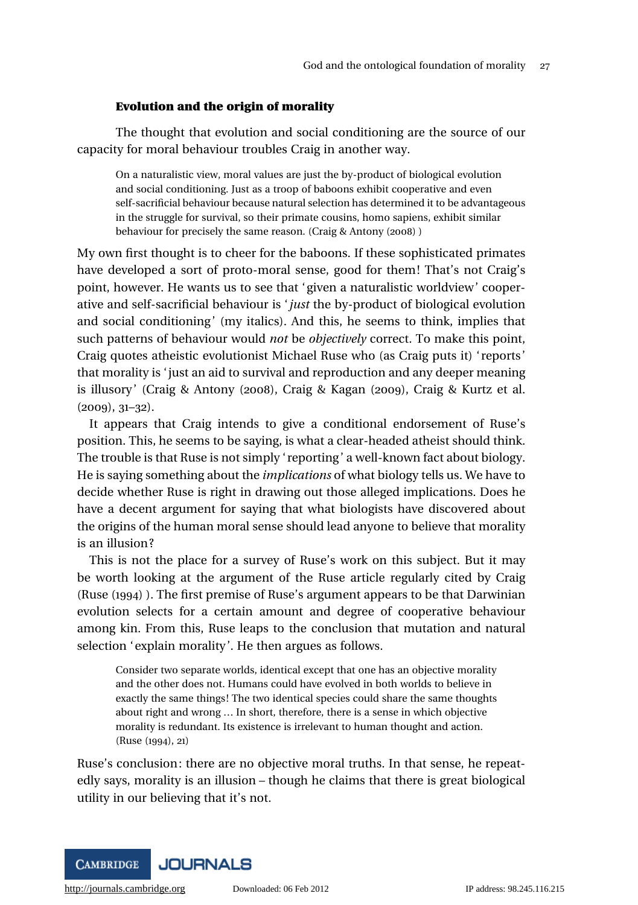### Evolution and the origin of morality

The thought that evolution and social conditioning are the source of our capacity for moral behaviour troubles Craig in another way.

> On a naturalistic view, moral values are just the by-product of biological evolution and social conditioning. Just as a troop of baboons exhibit cooperative and even self-sacrificial behaviour because natural selection has determined it to be advantageous in the struggle for survival, so their primate cousins, homo sapiens, exhibit similar behaviour for precisely the same reason. (Craig & Antony (2008) )

My own first thought is to cheer for the baboons. If these sophisticated primates have developed a sort of proto-moral sense, good for them! That's not Craig's point, however. He wants us to see that 'given a naturalistic worldview' cooperative and self-sacrificial behaviour is '*just* the by-product of biological evolution and social conditioning' (my italics). And this, he seems to think, implies that such patterns of behaviour would *not* be *objectively* correct. To make this point, Craig quotes atheistic evolutionist Michael Ruse who (as Craig puts it) 'reports' that morality is 'just an aid to survival and reproduction and any deeper meaning is illusory' (Craig & Antony (2008), Craig & Kagan (2009), Craig & Kurtz et al. (2009), 31–32).

It appears that Craig intends to give a conditional endorsement of Ruse's position. This, he seems to be saying, is what a clear-headed atheist should think. The trouble is that Ruse is not simply 'reporting' a well-known fact about biology. He is saying something about the *implications* of what biology tells us. We have to decide whether Ruse is right in drawing out those alleged implications. Does he have a decent argument for saying that what biologists have discovered about the origins of the human moral sense should lead anyone to believe that morality is an illusion?

This is not the place for a survey of Ruse's work on this subject. But it may be worth looking at the argument of the Ruse article regularly cited by Craig (Ruse (1994) ). The first premise of Ruse's argument appears to be that Darwinian evolution selects for a certain amount and degree of cooperative behaviour among kin. From this, Ruse leaps to the conclusion that mutation and natural selection 'explain morality'. He then argues as follows.

> Consider two separate worlds, identical except that one has an objective morality and the other does not. Humans could have evolved in both worlds to believe in exactly the same things! The two identical species could share the same thoughts about right and wrong … In short, therefore, there is a sense in which objective morality is redundant. Its existence is irrelevant to human thought and action. (Ruse (1994), 21)

Ruse's conclusion: there are no objective moral truths. In that sense, he repeatedly says, morality is an illusion – though he claims that there is great biological utility in our believing that it's not.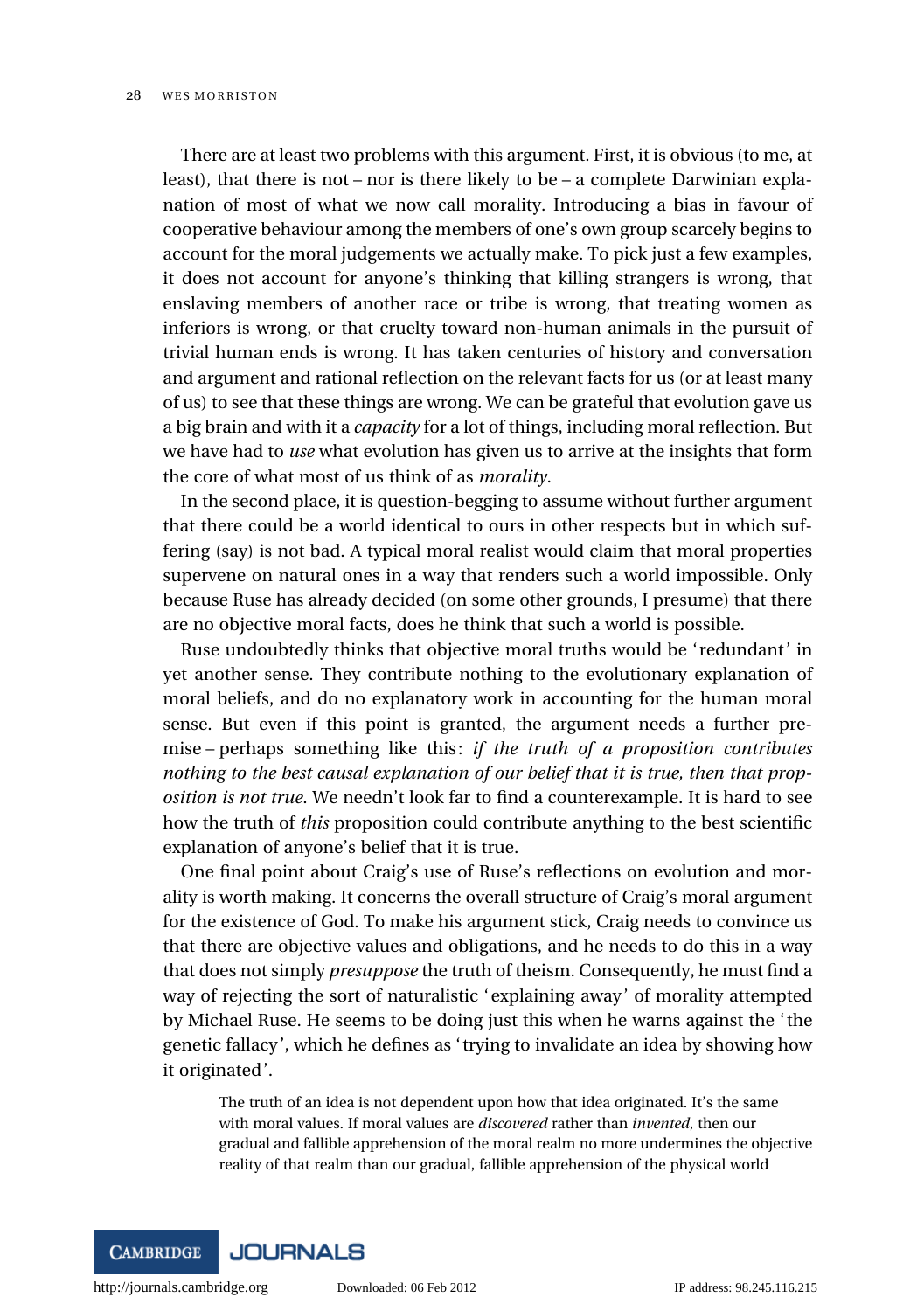There are at least two problems with this argument. First, it is obvious (to me, at least), that there is not – nor is there likely to be – a complete Darwinian explanation of most of what we now call morality. Introducing a bias in favour of cooperative behaviour among the members of one's own group scarcely begins to account for the moral judgements we actually make. To pick just a few examples, it does not account for anyone's thinking that killing strangers is wrong, that enslaving members of another race or tribe is wrong, that treating women as inferiors is wrong, or that cruelty toward non-human animals in the pursuit of trivial human ends is wrong. It has taken centuries of history and conversation and argument and rational reflection on the relevant facts for us (or at least many of us) to see that these things are wrong. We can be grateful that evolution gave us a big brain and with it a *capacity* for a lot of things, including moral reflection. But we have had to *use* what evolution has given us to arrive at the insights that form the core of what most of us think of as *morality*.

In the second place, it is question-begging to assume without further argument that there could be a world identical to ours in other respects but in which suffering (say) is not bad. A typical moral realist would claim that moral properties supervene on natural ones in a way that renders such a world impossible. Only because Ruse has already decided (on some other grounds, I presume) that there are no objective moral facts, does he think that such a world is possible.

Ruse undoubtedly thinks that objective moral truths would be 'redundant' in yet another sense. They contribute nothing to the evolutionary explanation of moral beliefs, and do no explanatory work in accounting for the human moral sense. But even if this point is granted, the argument needs a further premise – perhaps something like this: *if the truth of a proposition contributes nothing to the best causal explanation of our belief that it is true, then that proposition is not true*. We needn't look far to find a counterexample. It is hard to see how the truth of *this* proposition could contribute anything to the best scientific explanation of anyone's belief that it is true.

One final point about Craig's use of Ruse's reflections on evolution and morality is worth making. It concerns the overall structure of Craig's moral argument for the existence of God. To make his argument stick, Craig needs to convince us that there are objective values and obligations, and he needs to do this in a way that does not simply *presuppose* the truth of theism. Consequently, he must find a way of rejecting the sort of naturalistic 'explaining away' of morality attempted by Michael Ruse. He seems to be doing just this when he warns against the 'the genetic fallacy', which he defines as 'trying to invalidate an idea by showing how it originated'.

> The truth of an idea is not dependent upon how that idea originated. It's the same with moral values. If moral values are *discovered* rather than *invented*, then our gradual and fallible apprehension of the moral realm no more undermines the objective reality of that realm than our gradual, fallible apprehension of the physical world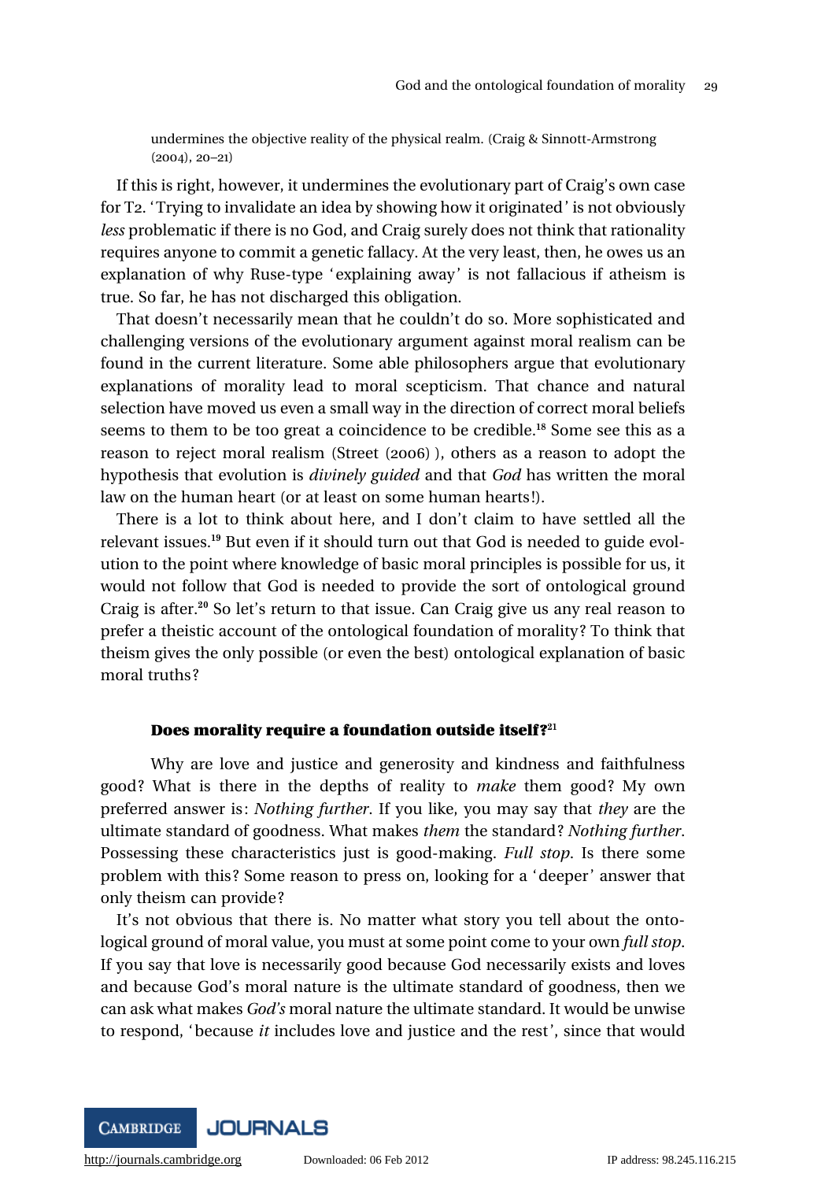undermines the objective reality of the physical realm. (Craig & Sinnott-Armstrong (2004), 20–21)

If this is right, however, it undermines the evolutionary part of Craig's own case for T2. 'Trying to invalidate an idea by showing how it originated' is not obviously *less* problematic if there is no God, and Craig surely does not think that rationality requires anyone to commit a genetic fallacy. At the very least, then, he owes us an explanation of why Ruse-type 'explaining away' is not fallacious if atheism is true. So far, he has not discharged this obligation.

That doesn't necessarily mean that he couldn't do so. More sophisticated and challenging versions of the evolutionary argument against moral realism can be found in the current literature. Some able philosophers argue that evolutionary explanations of morality lead to moral scepticism. That chance and natural selection have moved us even a small way in the direction of correct moral beliefs seems to them to be too great a coincidence to be credible.[18] Some see this as a reason to reject moral realism (Street (2006) ), others as a reason to adopt the hypothesis that evolution is *divinely guided* and that *God* has written the moral law on the human heart (or at least on some human hearts!).

There is a lot to think about here, and I don't claim to have settled all the relevant issues.[19] But even if it should turn out that God is needed to guide evolution to the point where knowledge of basic moral principles is possible for us, it would not follow that God is needed to provide the sort of ontological ground Craig is after.[20] So let's return to that issue. Can Craig give us any real reason to prefer a theistic account of the ontological foundation of morality? To think that theism gives the only possible (or even the best) ontological explanation of basic moral truths?

### Does morality require a foundation outside itself?[21]

Why are love and justice and generosity and kindness and faithfulness good? What is there in the depths of reality to *make* them good? My own preferred answer is: *Nothing further*. If you like, you may say that *they* are the ultimate standard of goodness. What makes *them* the standard? *Nothing further*. Possessing these characteristics just is good-making. *Full stop*. Is there some problem with this? Some reason to press on, looking for a 'deeper' answer that only theism can provide?

It's not obvious that there is. No matter what story you tell about the ontological ground of moral value, you must at some point come to your own *full stop*. If you say that love is necessarily good because God necessarily exists and loves and because God's moral nature is the ultimate standard of goodness, then we can ask what makes *God's* moral nature the ultimate standard. It would be unwise to respond, 'because *it* includes love and justice and the rest', since that would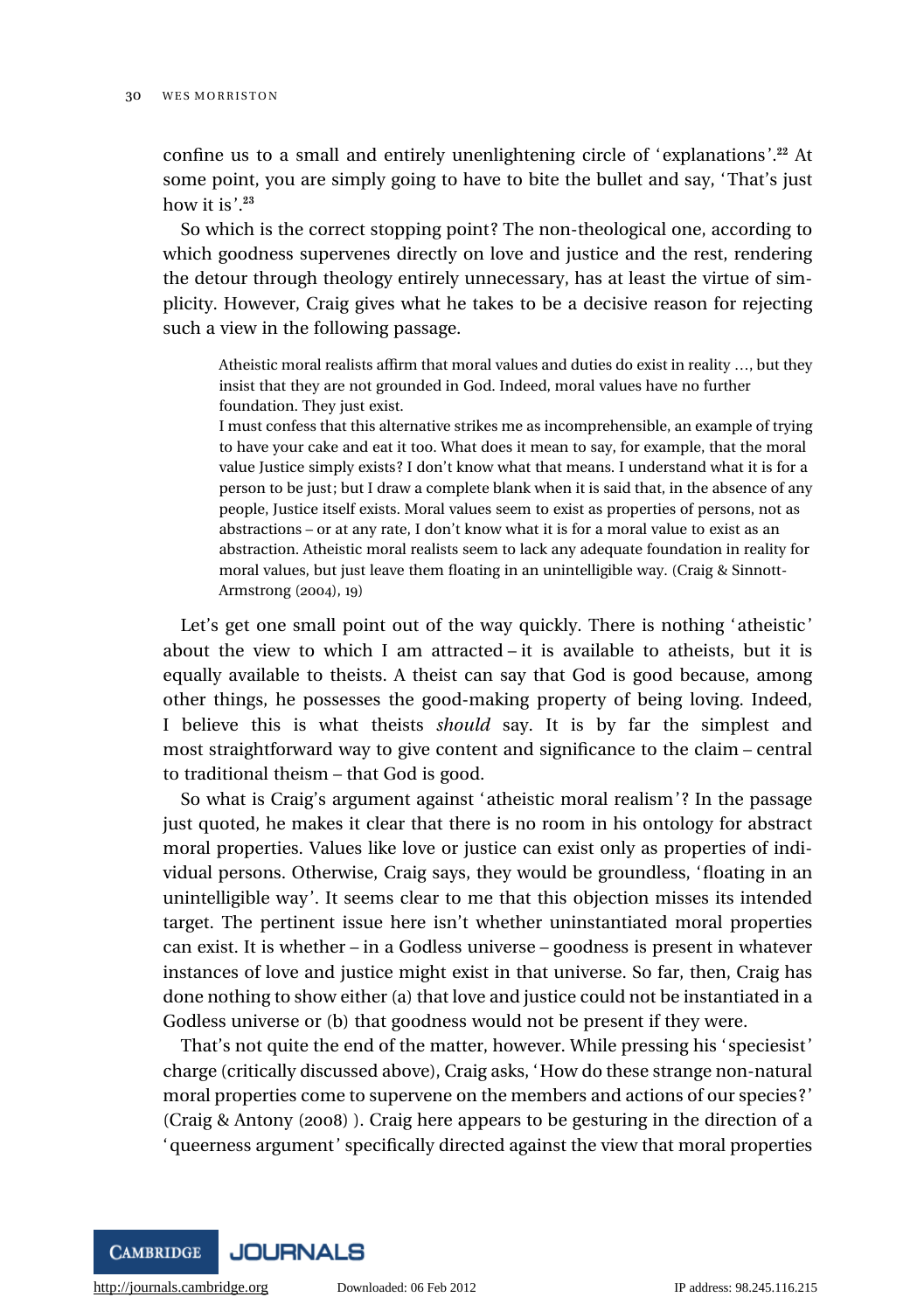confine us to a small and entirely unenlightening circle of 'explanations'.[22] At some point, you are simply going to have to bite the bullet and say, 'That's just how it is'.[23]

So which is the correct stopping point? The non-theological one, according to which goodness supervenes directly on love and justice and the rest, rendering the detour through theology entirely unnecessary, has at least the virtue of simplicity. However, Craig gives what he takes to be a decisive reason for rejecting such a view in the following passage.

> Atheistic moral realists affirm that moral values and duties do exist in reality ..., but they insist that they are not grounded in God. Indeed, moral values have no further foundation. They just exist.
>
> I must confess that this alternative strikes me as incomprehensible, an example of trying to have your cake and eat it too. What does it mean to say, for example, that the moral value Justice simply exists? I don't know what that means. I understand what it is for a person to be just; but I draw a complete blank when it is said that, in the absence of any people, Justice itself exists. Moral values seem to exist as properties of persons, not as abstractions – or at any rate, I don't know what it is for a moral value to exist as an abstraction. Atheistic moral realists seem to lack any adequate foundation in reality for moral values, but just leave them floating in an unintelligible way. (Craig & Sinnott-Armstrong (2004), 19)

Let's get one small point out of the way quickly. There is nothing 'atheistic' about the view to which I am attracted – it is available to atheists, but it is equally available to theists. A theist can say that God is good because, among other things, he possesses the good-making property of being loving. Indeed, I believe this is what theists *should* say. It is by far the simplest and most straightforward way to give content and significance to the claim – central to traditional theism – that God is good.

So what is Craig's argument against 'atheistic moral realism'? In the passage just quoted, he makes it clear that there is no room in his ontology for abstract moral properties. Values like love or justice can exist only as properties of individual persons. Otherwise, Craig says, they would be groundless, 'floating in an unintelligible way'. It seems clear to me that this objection misses its intended target. The pertinent issue here isn't whether uninstantiated moral properties can exist. It is whether – in a Godless universe – goodness is present in whatever instances of love and justice might exist in that universe. So far, then, Craig has done nothing to show either (a) that love and justice could not be instantiated in a Godless universe or (b) that goodness would not be present if they were.

That's not quite the end of the matter, however. While pressing his 'speciesist' charge (critically discussed above), Craig asks, 'How do these strange non-natural moral properties come to supervene on the members and actions of our species?' (Craig & Antony (2008) ). Craig here appears to be gesturing in the direction of a 'queerness argument' specifically directed against the view that moral properties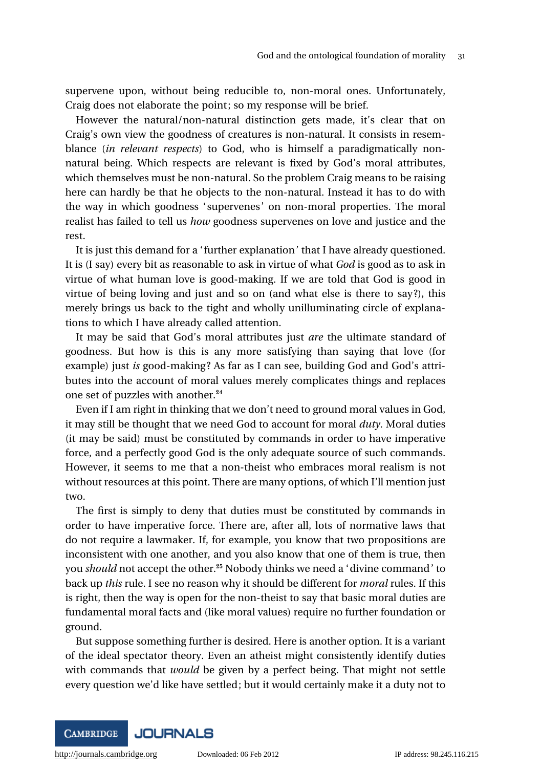supervene upon, without being reducible to, non-moral ones. Unfortunately, Craig does not elaborate the point; so my response will be brief.

However the natural/non-natural distinction gets made, it's clear that on Craig's own view the goodness of creatures is non-natural. It consists in resemblance (*in relevant respects*) to God, who is himself a paradigmatically non-natural being. Which respects are relevant is fixed by God's moral attributes, which themselves must be non-natural. So the problem Craig means to be raising here can hardly be that he objects to the non-natural. Instead it has to do with the way in which goodness 'supervenes' on non-moral properties. The moral realist has failed to tell us *how* goodness supervenes on love and justice and the rest.

It is just this demand for a 'further explanation' that I have already questioned. It is (I say) every bit as reasonable to ask in virtue of what *God* is good as to ask in virtue of what human love is good-making. If we are told that God is good in virtue of being loving and just and so on (and what else is there to say?), this merely brings us back to the tight and wholly unilluminating circle of explanations to which I have already called attention.

It may be said that God's moral attributes just *are* the ultimate standard of goodness. But how is this is any more satisfying than saying that love (for example) just *is* good-making? As far as I can see, building God and God's attributes into the account of moral values merely complicates things and replaces one set of puzzles with another.[24]

Even if I am right in thinking that we don't need to ground moral values in God, it may still be thought that we need God to account for moral *duty*. Moral duties (it may be said) must be constituted by commands in order to have imperative force, and a perfectly good God is the only adequate source of such commands. However, it seems to me that a non-theist who embraces moral realism is not without resources at this point. There are many options, of which I'll mention just two.

The first is simply to deny that duties must be constituted by commands in order to have imperative force. There are, after all, lots of normative laws that do not require a lawmaker. If, for example, you know that two propositions are inconsistent with one another, and you also know that one of them is true, then you *should* not accept the other.[25] Nobody thinks we need a 'divine command' to back up *this* rule. I see no reason why it should be different for *moral* rules. If this is right, then the way is open for the non-theist to say that basic moral duties are fundamental moral facts and (like moral values) require no further foundation or ground.

But suppose something further is desired. Here is another option. It is a variant of the ideal spectator theory. Even an atheist might consistently identify duties with commands that *would* be given by a perfect being. That might not settle every question we'd like have settled; but it would certainly make it a duty not to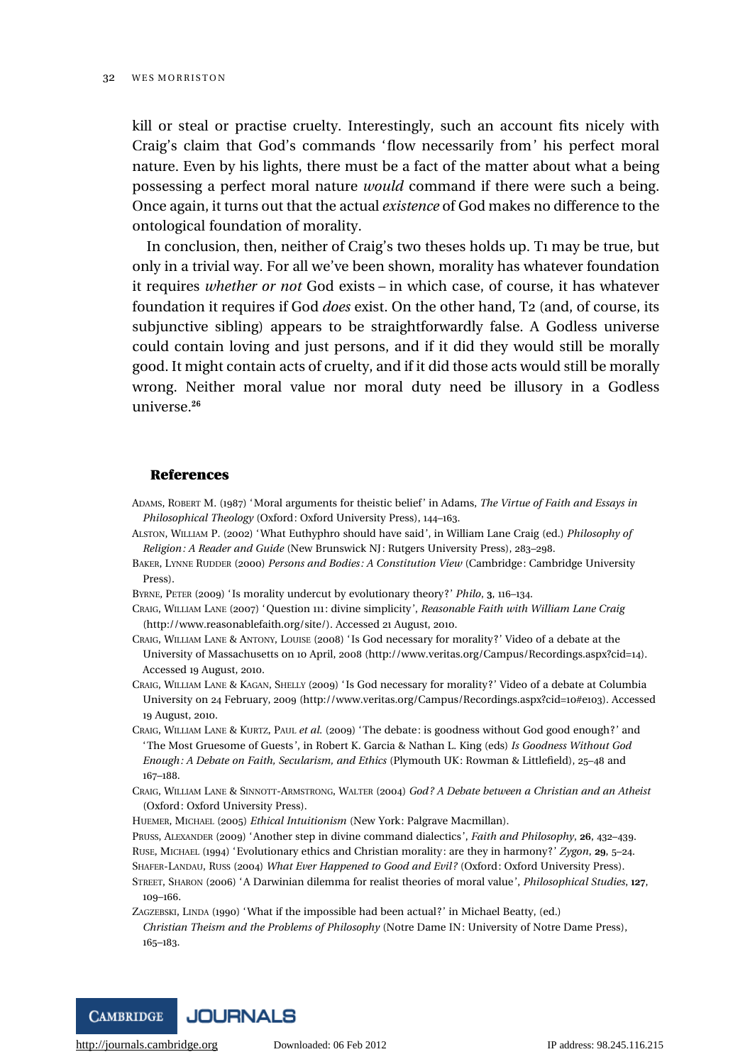kill or steal or practise cruelty. Interestingly, such an account fits nicely with Craig's claim that God's commands 'flow necessarily from' his perfect moral nature. Even by his lights, there must be a fact of the matter about what a being possessing a perfect moral nature *would* command if there were such a being. Once again, it turns out that the actual *existence* of God makes no difference to the ontological foundation of morality.

In conclusion, then, neither of Craig's two theses holds up. T1 may be true, but only in a trivial way. For all we've been shown, morality has whatever foundation it requires *whether or not* God exists – in which case, of course, it has whatever foundation it requires if God *does* exist. On the other hand, T2 (and, of course, its subjunctive sibling) appears to be straightforwardly false. A Godless universe could contain loving and just persons, and if it did they would still be morally good. It might contain acts of cruelty, and if it did those acts would still be morally wrong. Neither moral value nor moral duty need be illusory in a Godless universe.[26]

## References

ADAMS, ROBERT M. (1987) 'Moral arguments for theistic belief' in Adams, *The Virtue of Faith and Essays in Philosophical Theology* (Oxford: Oxford University Press), 144–163.

ALSTON, WILLIAM P. (2002) 'What Euthyphro should have said', in William Lane Craig (ed.) *Philosophy of Religion: A Reader and Guide* (New Brunswick NJ: Rutgers University Press), 283–298.

BAKER, LYNNE RUDDER (2000) *Persons and Bodies: A Constitution View* (Cambridge: Cambridge University Press).

BYRNE, PETER (2009) 'Is morality undercut by evolutionary theory?' *Philo*, **3**, 116–134.

CRAIG, WILLIAM LANE (2007) 'Question 111: divine simplicity', *Reasonable Faith with William Lane Craig* (http://www.reasonablefaith.org/site/). Accessed 21 August, 2010.

CRAIG, WILLIAM LANE & ANTONY, LOUISE (2008) 'Is God necessary for morality?' Video of a debate at the University of Massachusetts on 10 April, 2008 (http://www.veritas.org/Campus/Recordings.aspx?cid=14). Accessed 19 August, 2010.

CRAIG, WILLIAM LANE & KAGAN, SHELLY (2009) 'Is God necessary for morality?' Video of a debate at Columbia University on 24 February, 2009 (http://www.veritas.org/Campus/Recordings.aspx?cid=10#e103). Accessed 19 August, 2010.

CRAIG, WILLIAM LANE & KURTZ, PAUL *et al.* (2009) 'The debate: is goodness without God good enough?' and 'The Most Gruesome of Guests', in Robert K. Garcia & Nathan L. King (eds) *Is Goodness Without God Enough: A Debate on Faith, Secularism, and Ethics* (Plymouth UK: Rowman & Littlefield), 25–48 and 167–188.

CRAIG, WILLIAM LANE & SINNOTT-ARMSTRONG, WALTER (2004) *God? A Debate between a Christian and an Atheist* (Oxford: Oxford University Press).

HUEMER, MICHAEL (2005) *Ethical Intuitionism* (New York: Palgrave Macmillan).

PRUSS, ALEXANDER (2009) 'Another step in divine command dialectics', *Faith and Philosophy*, **26**, 432–439.

RUSE, MICHAEL (1994) 'Evolutionary ethics and Christian morality: are they in harmony?' *Zygon*, **29**, 5–24.

SHAFER-LANDAU, RUSS (2004) *What Ever Happened to Good and Evil?* (Oxford: Oxford University Press).

STREET, SHARON (2006) 'A Darwinian dilemma for realist theories of moral value', *Philosophical Studies*, **127**, 109–166.

ZAGZEBSKI, LINDA (1990) 'What if the impossible had been actual?' in Michael Beatty, (ed.) *Christian Theism and the Problems of Philosophy* (Notre Dame IN: University of Notre Dame Press), 165–183.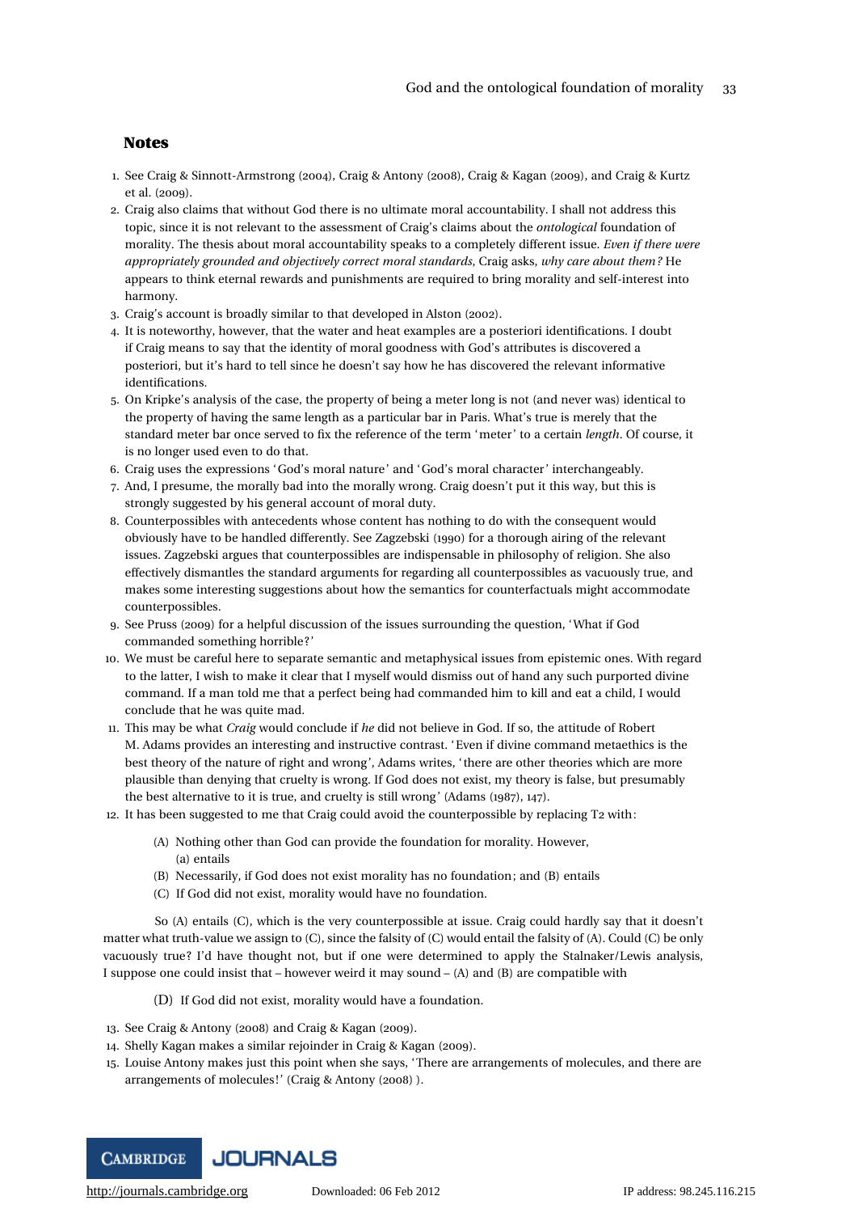## Notes

1. See Craig & Sinnott-Armstrong (2004), Craig & Antony (2008), Craig & Kagan (2009), and Craig & Kurtz et al. (2009).
2. Craig also claims that without God there is no ultimate moral accountability. I shall not address this topic, since it is not relevant to the assessment of Craig's claims about the *ontological* foundation of morality. The thesis about moral accountability speaks to a completely different issue. *Even if there were appropriately grounded and objectively correct moral standards*, Craig asks, *why care about them?* He appears to think eternal rewards and punishments are required to bring morality and self-interest into harmony.
3. Craig's account is broadly similar to that developed in Alston (2002).
4. It is noteworthy, however, that the water and heat examples are a posteriori identifications. I doubt if Craig means to say that the identity of moral goodness with God's attributes is discovered a posteriori, but it's hard to tell since he doesn't say how he has discovered the relevant informative identifications.
5. On Kripke's analysis of the case, the property of being a meter long is not (and never was) identical to the property of having the same length as a particular bar in Paris. What's true is merely that the standard meter bar once served to fix the reference of the term 'meter' to a certain *length*. Of course, it is no longer used even to do that.
6. Craig uses the expressions 'God's moral nature' and 'God's moral character' interchangeably.
7. And, I presume, the morally bad into the morally wrong. Craig doesn't put it this way, but this is strongly suggested by his general account of moral duty.
8. Counterpossibles with antecedents whose content has nothing to do with the consequent would obviously have to be handled differently. See Zagzebski (1990) for a thorough airing of the relevant issues. Zagzebski argues that counterpossibles are indispensable in philosophy of religion. She also effectively dismantles the standard arguments for regarding all counterpossibles as vacuously true, and makes some interesting suggestions about how the semantics for counterfactuals might accommodate counterpossibles.
9. See Pruss (2009) for a helpful discussion of the issues surrounding the question, 'What if God commanded something horrible?'
10. We must be careful here to separate semantic and metaphysical issues from epistemic ones. With regard to the latter, I wish to make it clear that I myself would dismiss out of hand any such purported divine command. If a man told me that a perfect being had commanded him to kill and eat a child, I would conclude that he was quite mad.
11. This may be what *Craig* would conclude if *he* did not believe in God. If so, the attitude of Robert M. Adams provides an interesting and instructive contrast. 'Even if divine command metaethics is the best theory of the nature of right and wrong', Adams writes, 'there are other theories which are more plausible than denying that cruelty is wrong. If God does not exist, my theory is false, but presumably the best alternative to it is true, and cruelty is still wrong' (Adams (1987), 147).
12. It has been suggested to me that Craig could avoid the counterpossible by replacing T2 with:

    (A) Nothing other than God can provide the foundation for morality. However,
    (a) entails
    (B) Necessarily, if God does not exist morality has no foundation; and (B) entails
    (C) If God did not exist, morality would have no foundation.

    So (A) entails (C), which is the very counterpossible at issue. Craig could hardly say that it doesn't matter what truth-value we assign to (C), since the falsity of (C) would entail the falsity of (A). Could (C) be only vacuously true? I'd have thought not, but if one were determined to apply the Stalnaker/Lewis analysis, I suppose one could insist that – however weird it may sound – (A) and (B) are compatible with

    (D) If God did not exist, morality would have a foundation.

13. See Craig & Antony (2008) and Craig & Kagan (2009).
14. Shelly Kagan makes a similar rejoinder in Craig & Kagan (2009).
15. Louise Antony makes just this point when she says, 'There are arrangements of molecules, and there are arrangements of molecules!' (Craig & Antony (2008) ).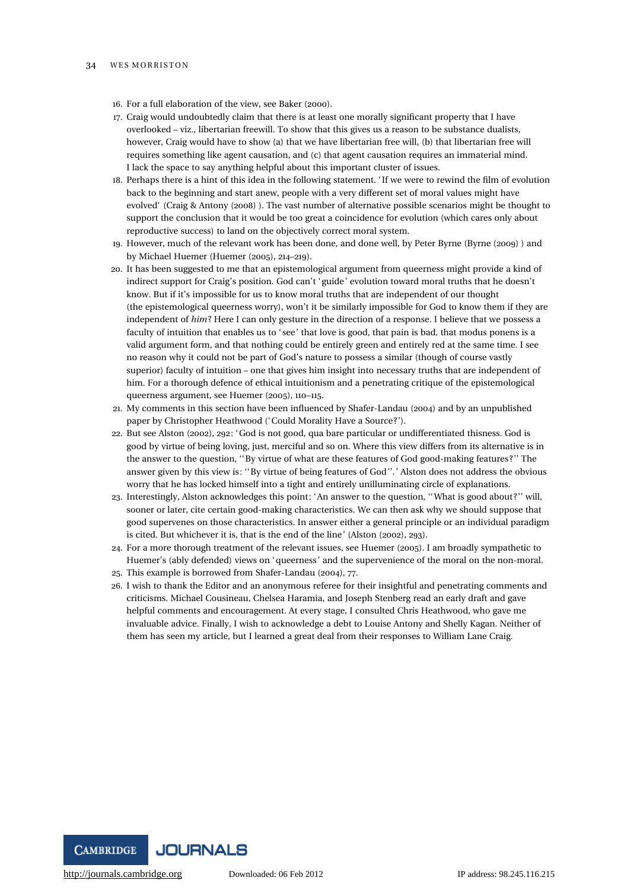16. For a full elaboration of the view, see Baker (2000).
17. Craig would undoubtedly claim that there is at least one morally significant property that I have overlooked – viz., libertarian freewill. To show that this gives us a reason to be substance dualists, however, Craig would have to show (a) that we have libertarian free will, (b) that libertarian free will requires something like agent causation, and (c) that agent causation requires an immaterial mind. I lack the space to say anything helpful about this important cluster of issues.
18. Perhaps there is a hint of this idea in the following statement. 'If we were to rewind the film of evolution back to the beginning and start anew, people with a very different set of moral values might have evolved' (Craig & Antony (2008) ). The vast number of alternative possible scenarios might be thought to support the conclusion that it would be too great a coincidence for evolution (which cares only about reproductive success) to land on the objectively correct moral system.
19. However, much of the relevant work has been done, and done well, by Peter Byrne (Byrne (2009) ) and by Michael Huemer (Huemer (2005), 214–219).
20. It has been suggested to me that an epistemological argument from queerness might provide a kind of indirect support for Craig's position. God can't 'guide' evolution toward moral truths that he doesn't know. But if it's impossible for us to know moral truths that are independent of our thought (the epistemological queerness worry), won't it be similarly impossible for God to know them if they are independent of *him*? Here I can only gesture in the direction of a response. I believe that we possess a faculty of intuition that enables us to 'see' that love is good, that pain is bad, that modus ponens is a valid argument form, and that nothing could be entirely green and entirely red at the same time. I see no reason why it could not be part of God's nature to possess a similar (though of course vastly superior) faculty of intuition – one that gives him insight into necessary truths that are independent of him. For a thorough defence of ethical intuitionism and a penetrating critique of the epistemological queerness argument, see Huemer (2005), 110–115.
21. My comments in this section have been influenced by Shafer-Landau (2004) and by an unpublished paper by Christopher Heathwood ('Could Morality Have a Source?').
22. But see Alston (2002), 292: 'God is not good, qua bare particular or undifferentiated thisness. God is good by virtue of being loving, just, merciful and so on. Where this view differs from its alternative is in the answer to the question, "By virtue of what are these features of God good-making features?" The answer given by this view is: "By virtue of being features of God".' Alston does not address the obvious worry that he has locked himself into a tight and entirely unilluminating circle of explanations.
23. Interestingly, Alston acknowledges this point: 'An answer to the question, "What is good about?" will, sooner or later, cite certain good-making characteristics. We can then ask why we should suppose that good supervenes on those characteristics. In answer either a general principle or an individual paradigm is cited. But whichever it is, that is the end of the line' (Alston (2002), 293).
24. For a more thorough treatment of the relevant issues, see Huemer (2005). I am broadly sympathetic to Huemer's (ably defended) views on 'queerness' and the supervenience of the moral on the non-moral.
25. This example is borrowed from Shafer-Landau (2004), 77.
26. I wish to thank the Editor and an anonymous referee for their insightful and penetrating comments and criticisms. Michael Cousineau, Chelsea Haramia, and Joseph Stenberg read an early draft and gave helpful comments and encouragement. At every stage, I consulted Chris Heathwood, who gave me invaluable advice. Finally, I wish to acknowledge a debt to Louise Antony and Shelly Kagan. Neither of them has seen my article, but I learned a great deal from their responses to William Lane Craig.